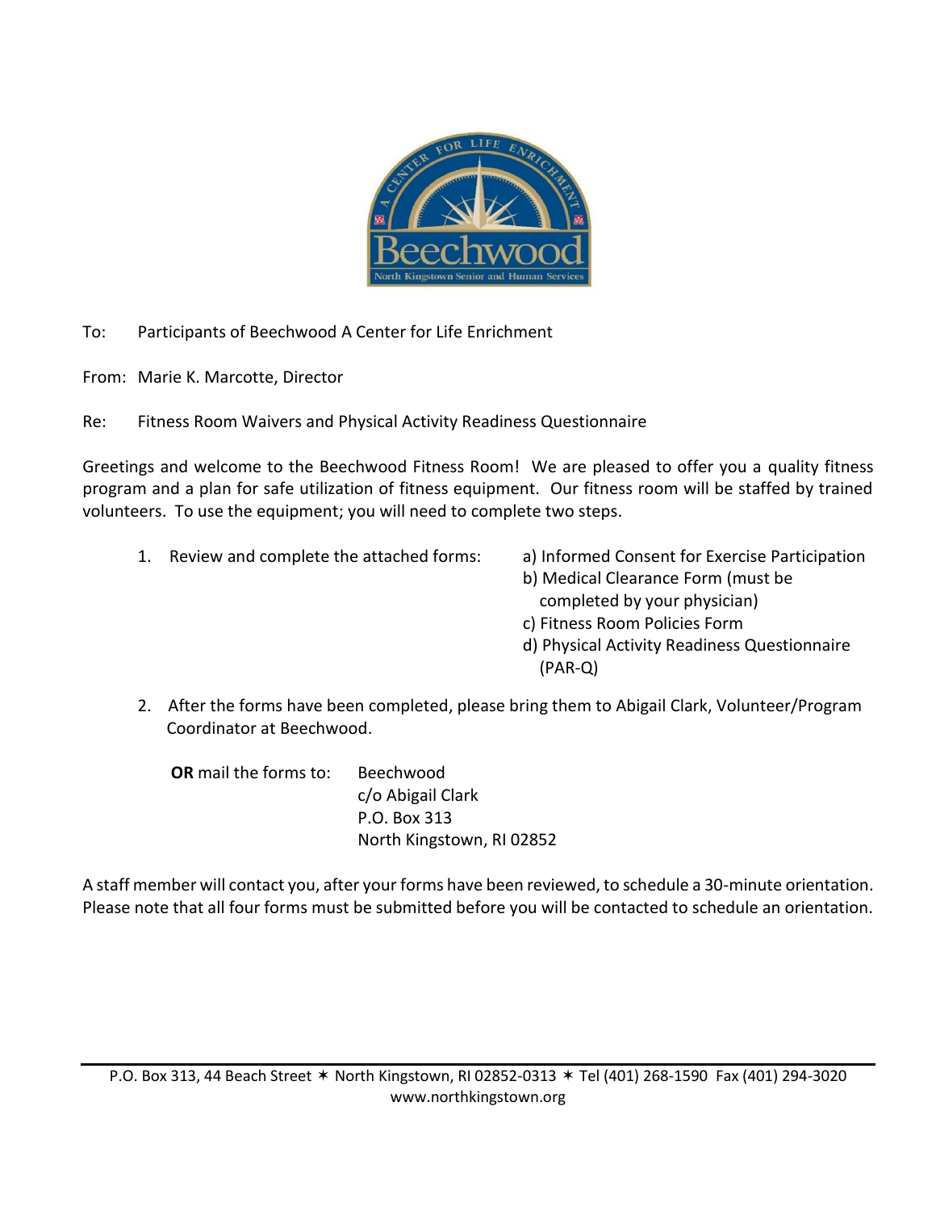To: Participants of Beechwood A Center for Life Enrichment

From: Marie K. Marcotte, Director

Re: Fitness Room Waivers and Physical Activity Readiness Questionnaire

Greetings and welcome to the Beechwood Fitness Room! We are pleased to offer you a quality fitness program and a plan for safe utilization of fitness equipment. Our fitness room will be staffed by trained volunteers. To use the equipment; you will need to complete two steps.

1. Review and complete the attached forms:
   - a) Informed Consent for Exercise Participation
   - b) Medical Clearance Form (must be completed by your physician)
   - c) Fitness Room Policies Form
   - d) Physical Activity Readiness Questionnaire (PAR-Q)

2. After the forms have been completed, please bring them to Abigail Clark, Volunteer/Program Coordinator at Beechwood.

   **OR** mail the forms to:

   Beechwood
   c/o Abigail Clark
   P.O. Box 313
   North Kingstown, RI 02852

A staff member will contact you, after your forms have been reviewed, to schedule a 30-minute orientation. Please note that all four forms must be submitted before you will be contacted to schedule an orientation.

P.O. Box 313, 44 Beach Street ✶ North Kingstown, RI 02852-0313 ✶ Tel (401) 268-1590 Fax (401) 294-3020
www.northkingstown.org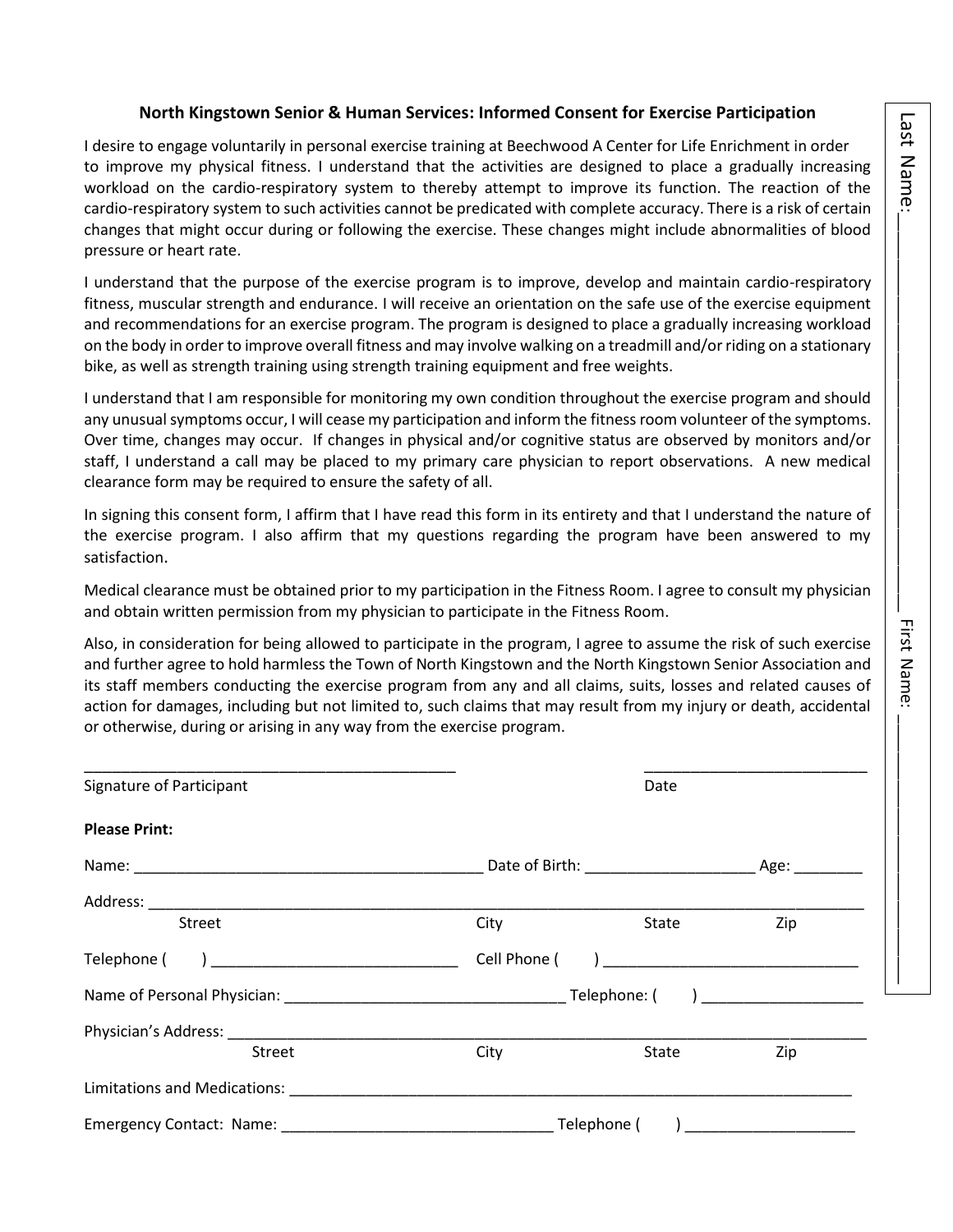### North Kingstown Senior & Human Services: Informed Consent for Exercise Participation

I desire to engage voluntarily in personal exercise training at Beechwood A Center for Life Enrichment in order to improve my physical fitness. I understand that the activities are designed to place a gradually increasing workload on the cardio-respiratory system to thereby attempt to improve its function. The reaction of the cardio-respiratory system to such activities cannot be predicated with complete accuracy. There is a risk of certain changes that might occur during or following the exercise. These changes might include abnormalities of blood pressure or heart rate.

I understand that the purpose of the exercise program is to improve, develop and maintain cardio-respiratory fitness, muscular strength and endurance. I will receive an orientation on the safe use of the exercise equipment and recommendations for an exercise program. The program is designed to place a gradually increasing workload on the body in order to improve overall fitness and may involve walking on a treadmill and/or riding on a stationary bike, as well as strength training using strength training equipment and free weights.

I understand that I am responsible for monitoring my own condition throughout the exercise program and should any unusual symptoms occur, I will cease my participation and inform the fitness room volunteer of the symptoms. Over time, changes may occur. If changes in physical and/or cognitive status are observed by monitors and/or staff, I understand a call may be placed to my primary care physician to report observations. A new medical clearance form may be required to ensure the safety of all.

In signing this consent form, I affirm that I have read this form in its entirety and that I understand the nature of the exercise program. I also affirm that my questions regarding the program have been answered to my satisfaction.

Medical clearance must be obtained prior to my participation in the Fitness Room. I agree to consult my physician and obtain written permission from my physician to participate in the Fitness Room.

Also, in consideration for being allowed to participate in the program, I agree to assume the risk of such exercise and further agree to hold harmless the Town of North Kingstown and the North Kingstown Senior Association and its staff members conducting the exercise program from any and all claims, suits, losses and related causes of action for damages, including but not limited to, such claims that may result from my injury or death, accidental or otherwise, during or arising in any way from the exercise program.

_____________________________________________ ___________________________

Signature of Participant Date

**Please Print:**

Name: __________________________________________ Date of Birth: ____________________ Age: ________

Address: ____________________________________________________________________________________

Street City State Zip

Telephone ( ) ______________________________ Cell Phone ( ) ______________________________

Name of Personal Physician: _________________________________ Telephone: ( ) ___________________

Physician's Address: __________________________________________________________________________

Street City State Zip

Limitations and Medications: _______________________________________________________________________

Emergency Contact: Name: ________________________________ Telephone ( ) ____________________

Last Name: ______________________ First Name: ______________________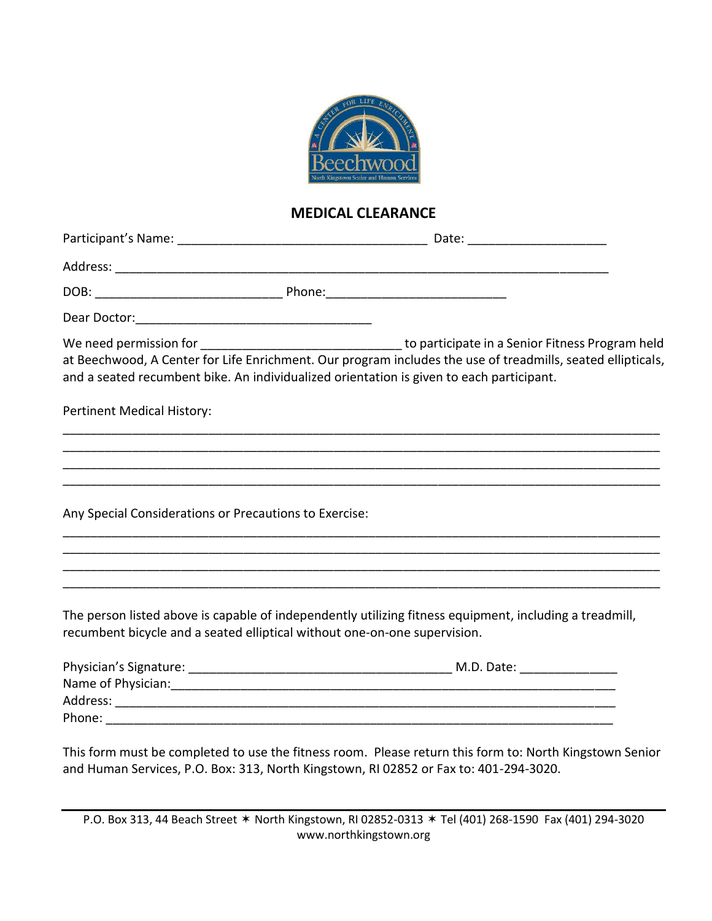## MEDICAL CLEARANCE

Participant's Name: ___________________________________ Date: ____________________

Address: ________________________________________________________________________

DOB: __________________________ Phone:_________________________

Dear Doctor:_________________________________

We need permission for _____________________________ to participate in a Senior Fitness Program held at Beechwood, A Center for Life Enrichment. Our program includes the use of treadmills, seated ellipticals, and a seated recumbent bike. An individualized orientation is given to each participant.

Pertinent Medical History:

_____________________________________________________________________________________

_____________________________________________________________________________________

_____________________________________________________________________________________

_____________________________________________________________________________________

Any Special Considerations or Precautions to Exercise:

_____________________________________________________________________________________

_____________________________________________________________________________________

_____________________________________________________________________________________

_____________________________________________________________________________________

The person listed above is capable of independently utilizing fitness equipment, including a treadmill, recumbent bicycle and a seated elliptical without one-on-one supervision.

Physician's Signature: _____________________________________ M.D. Date: ______________

Name of Physician:_______________________________________________________________

Address: ________________________________________________________________________

Phone: __________________________________________________________________________

This form must be completed to use the fitness room. Please return this form to: North Kingstown Senior and Human Services, P.O. Box: 313, North Kingstown, RI 02852 or Fax to: 401-294-3020.

P.O. Box 313, 44 Beach Street ✶ North Kingstown, RI 02852-0313 ✶ Tel (401) 268-1590 Fax (401) 294-3020
www.northkingstown.org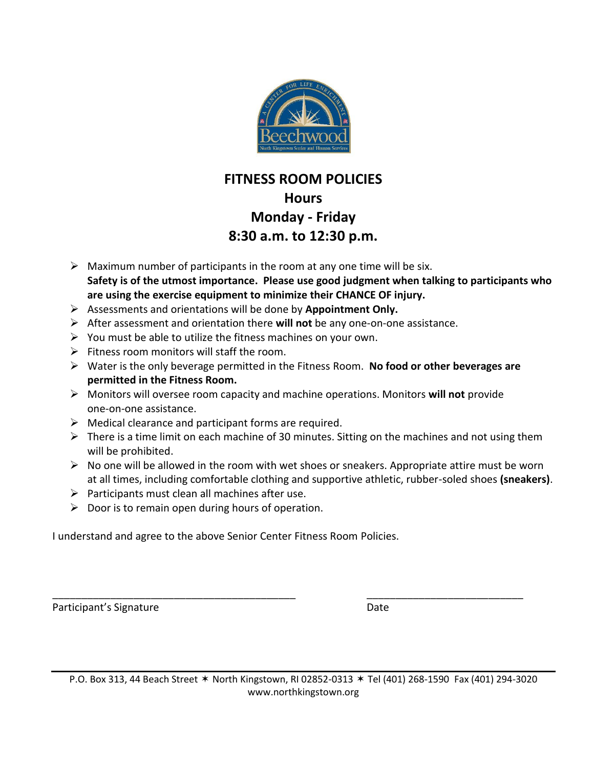# FITNESS ROOM POLICIES

## Hours

## Monday - Friday

## 8:30 a.m. to 12:30 p.m.

- Maximum number of participants in the room at any one time will be six. **Safety is of the utmost importance. Please use good judgment when talking to participants who are using the exercise equipment to minimize their CHANCE OF injury.**
- Assessments and orientations will be done by **Appointment Only.**
- After assessment and orientation there **will not** be any one-on-one assistance.
- You must be able to utilize the fitness machines on your own.
- Fitness room monitors will staff the room.
- Water is the only beverage permitted in the Fitness Room. **No food or other beverages are permitted in the Fitness Room.**
- Monitors will oversee room capacity and machine operations. Monitors **will not** provide one-on-one assistance.
- Medical clearance and participant forms are required.
- There is a time limit on each machine of 30 minutes. Sitting on the machines and not using them will be prohibited.
- No one will be allowed in the room with wet shoes or sneakers. Appropriate attire must be worn at all times, including comfortable clothing and supportive athletic, rubber-soled shoes **(sneakers)**.
- Participants must clean all machines after use.
- Door is to remain open during hours of operation.

I understand and agree to the above Senior Center Fitness Room Policies.

_____________________________________________ ____________________________

Participant's Signature Date

P.O. Box 313, 44 Beach Street ✶ North Kingstown, RI 02852-0313 ✶ Tel (401) 268-1590 Fax (401) 294-3020
www.northkingstown.org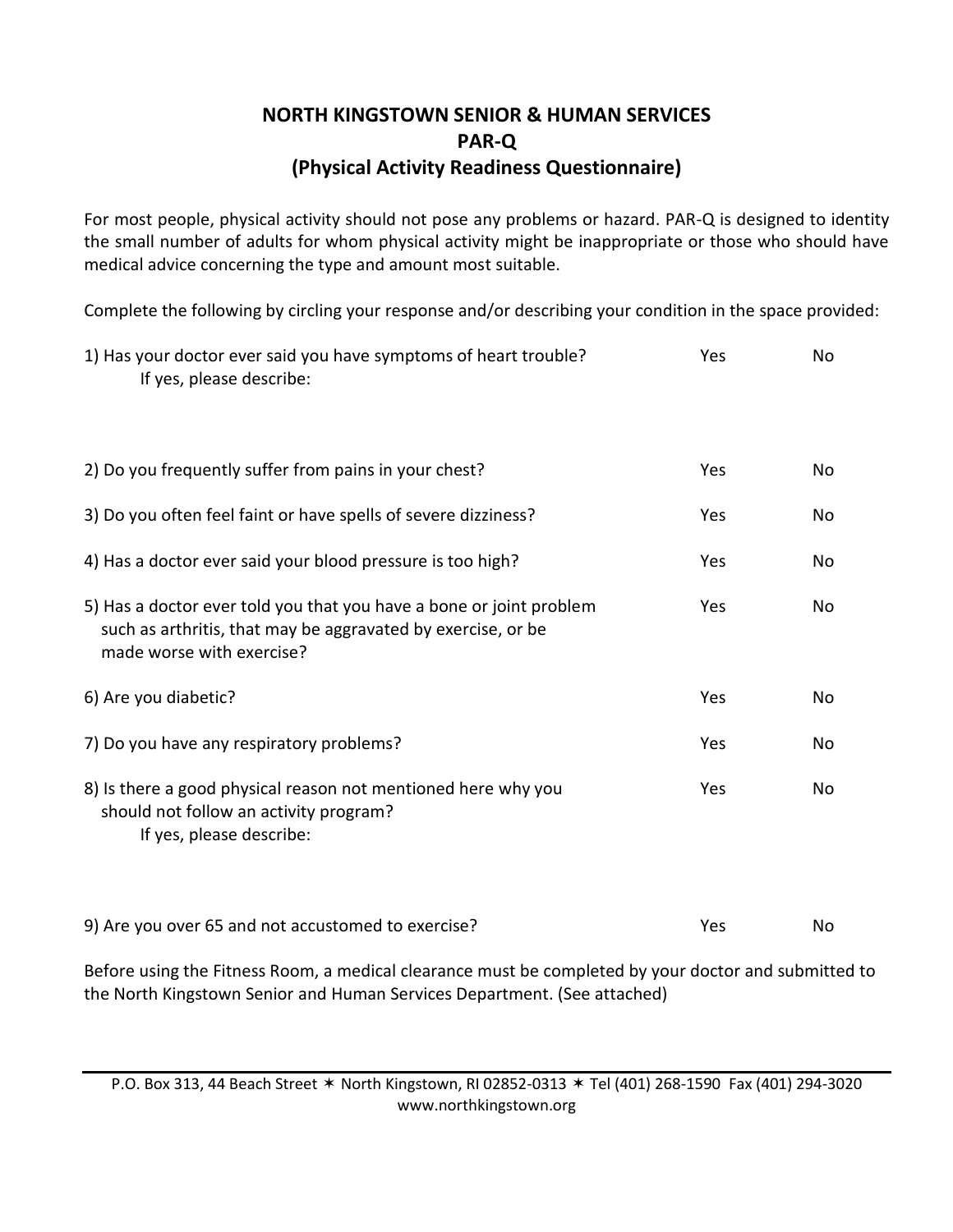# NORTH KINGSTOWN SENIOR & HUMAN SERVICES
## PAR-Q
## (Physical Activity Readiness Questionnaire)

For most people, physical activity should not pose any problems or hazard. PAR-Q is designed to identity the small number of adults for whom physical activity might be inappropriate or those who should have medical advice concerning the type and amount most suitable.

Complete the following by circling your response and/or describing your condition in the space provided:

| | | |
|---|---|---|
| 1) Has your doctor ever said you have symptoms of heart trouble? If yes, please describe: | Yes | No |
| 2) Do you frequently suffer from pains in your chest? | Yes | No |
| 3) Do you often feel faint or have spells of severe dizziness? | Yes | No |
| 4) Has a doctor ever said your blood pressure is too high? | Yes | No |
| 5) Has a doctor ever told you that you have a bone or joint problem such as arthritis, that may be aggravated by exercise, or be made worse with exercise? | Yes | No |
| 6) Are you diabetic? | Yes | No |
| 7) Do you have any respiratory problems? | Yes | No |
| 8) Is there a good physical reason not mentioned here why you should not follow an activity program? If yes, please describe: | Yes | No |
| 9) Are you over 65 and not accustomed to exercise? | Yes | No |

Before using the Fitness Room, a medical clearance must be completed by your doctor and submitted to the North Kingstown Senior and Human Services Department. (See attached)

P.O. Box 313, 44 Beach Street ✶ North Kingstown, RI 02852-0313 ✶ Tel (401) 268-1590 Fax (401) 294-3020
www.northkingstown.org